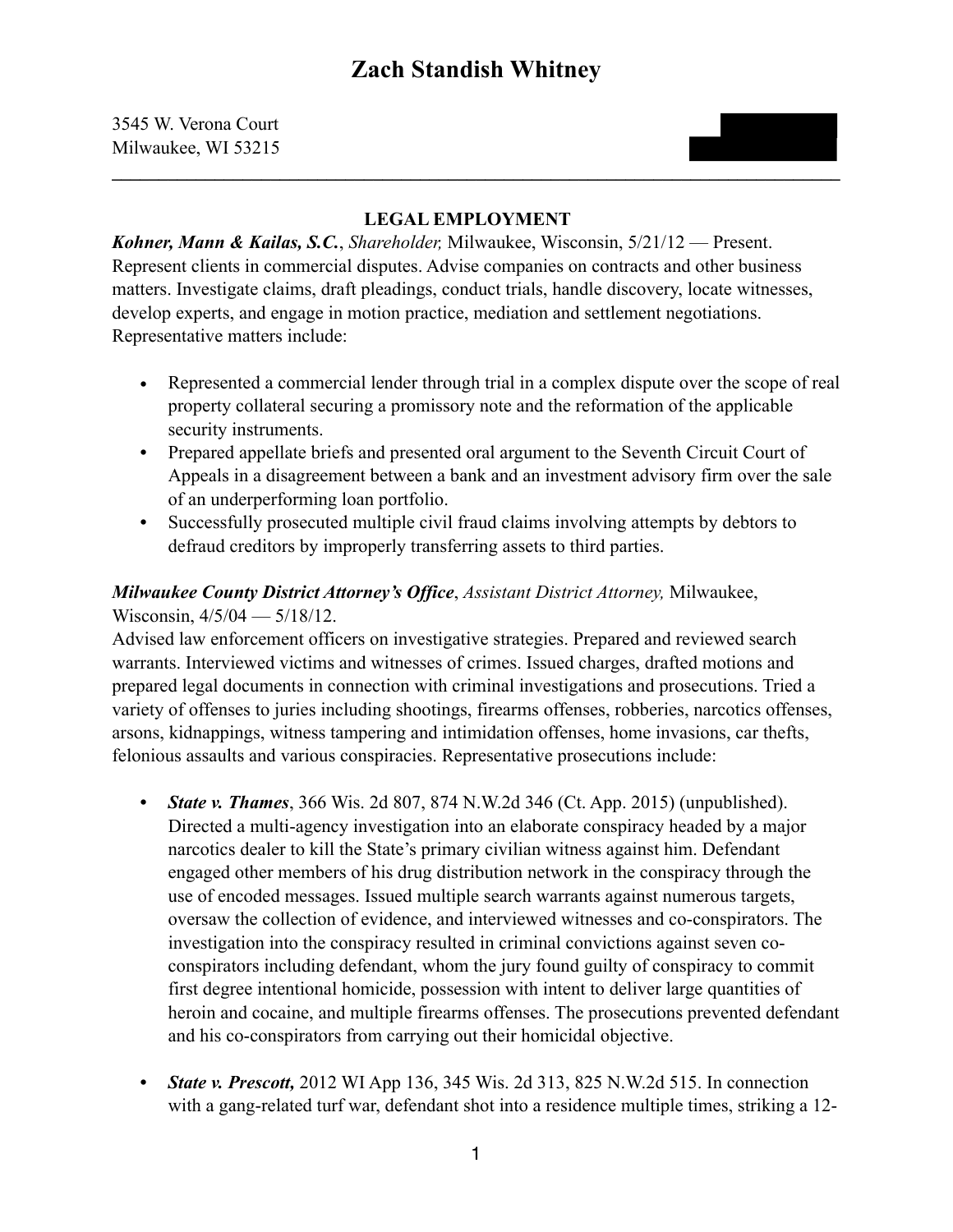# Zach Standish Whitney

3545 W. Verona Court
Milwaukee, WI 53215

---

## LEGAL EMPLOYMENT

***Kohner, Mann & Kailas, S.C.***, *Shareholder,* Milwaukee, Wisconsin, 5/21/12 — Present.
Represent clients in commercial disputes. Advise companies on contracts and other business matters. Investigate claims, draft pleadings, conduct trials, handle discovery, locate witnesses, develop experts, and engage in motion practice, mediation and settlement negotiations. Representative matters include:

- Represented a commercial lender through trial in a complex dispute over the scope of real property collateral securing a promissory note and the reformation of the applicable security instruments.
- Prepared appellate briefs and presented oral argument to the Seventh Circuit Court of Appeals in a disagreement between a bank and an investment advisory firm over the sale of an underperforming loan portfolio.
- Successfully prosecuted multiple civil fraud claims involving attempts by debtors to defraud creditors by improperly transferring assets to third parties.

***Milwaukee County District Attorney's Office***, *Assistant District Attorney,* Milwaukee, Wisconsin, 4/5/04 — 5/18/12.
Advised law enforcement officers on investigative strategies. Prepared and reviewed search warrants. Interviewed victims and witnesses of crimes. Issued charges, drafted motions and prepared legal documents in connection with criminal investigations and prosecutions. Tried a variety of offenses to juries including shootings, firearms offenses, robberies, narcotics offenses, arsons, kidnappings, witness tampering and intimidation offenses, home invasions, car thefts, felonious assaults and various conspiracies. Representative prosecutions include:

- ***State v. Thames***, 366 Wis. 2d 807, 874 N.W.2d 346 (Ct. App. 2015) (unpublished). Directed a multi-agency investigation into an elaborate conspiracy headed by a major narcotics dealer to kill the State's primary civilian witness against him. Defendant engaged other members of his drug distribution network in the conspiracy through the use of encoded messages. Issued multiple search warrants against numerous targets, oversaw the collection of evidence, and interviewed witnesses and co-conspirators. The investigation into the conspiracy resulted in criminal convictions against seven co-conspirators including defendant, whom the jury found guilty of conspiracy to commit first degree intentional homicide, possession with intent to deliver large quantities of heroin and cocaine, and multiple firearms offenses. The prosecutions prevented defendant and his co-conspirators from carrying out their homicidal objective.

- ***State v. Prescott,*** 2012 WI App 136, 345 Wis. 2d 313, 825 N.W.2d 515. In connection with a gang-related turf war, defendant shot into a residence multiple times, striking a 12-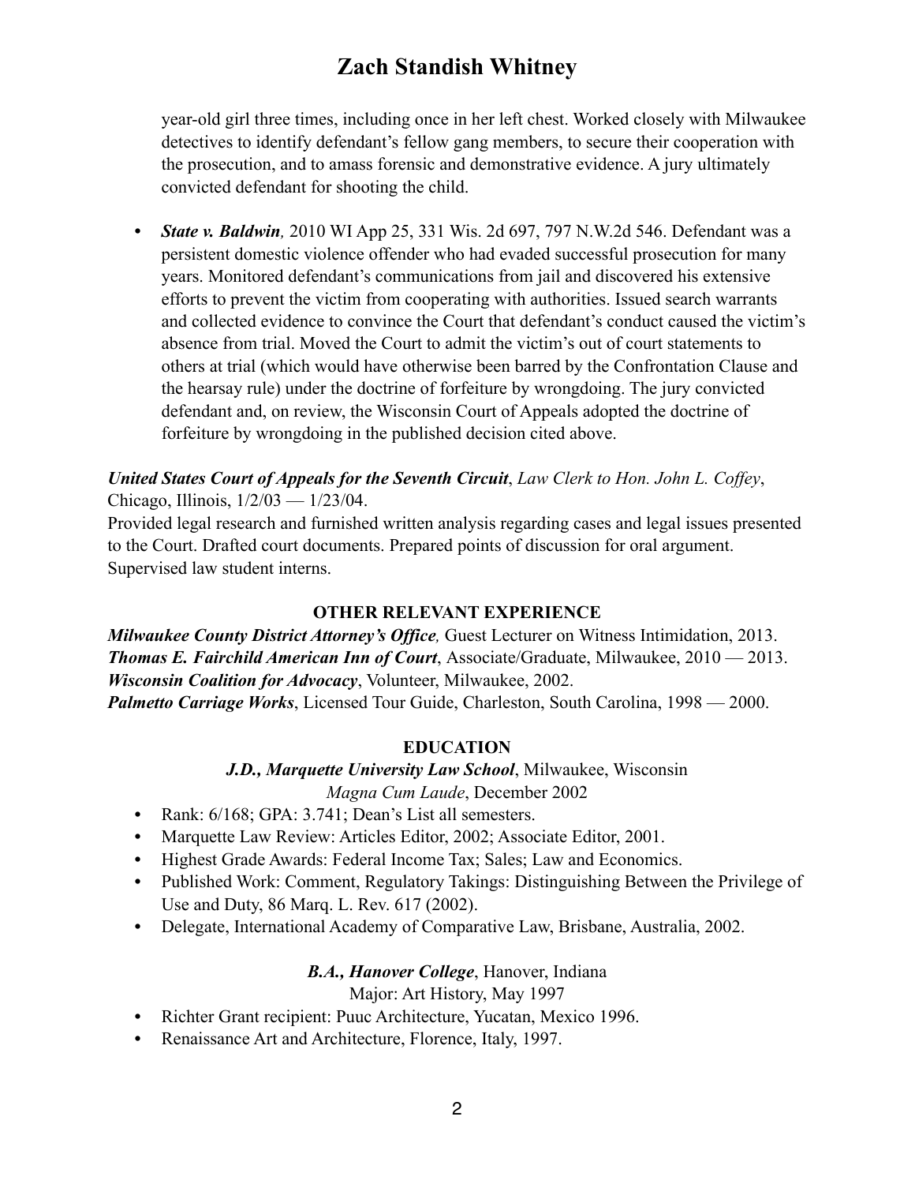year-old girl three times, including once in her left chest. Worked closely with Milwaukee detectives to identify defendant's fellow gang members, to secure their cooperation with the prosecution, and to amass forensic and demonstrative evidence. A jury ultimately convicted defendant for shooting the child.

- ***State v. Baldwin,*** 2010 WI App 25, 331 Wis. 2d 697, 797 N.W.2d 546. Defendant was a persistent domestic violence offender who had evaded successful prosecution for many years. Monitored defendant's communications from jail and discovered his extensive efforts to prevent the victim from cooperating with authorities. Issued search warrants and collected evidence to convince the Court that defendant's conduct caused the victim's absence from trial. Moved the Court to admit the victim's out of court statements to others at trial (which would have otherwise been barred by the Confrontation Clause and the hearsay rule) under the doctrine of forfeiture by wrongdoing. The jury convicted defendant and, on review, the Wisconsin Court of Appeals adopted the doctrine of forfeiture by wrongdoing in the published decision cited above.

***United States Court of Appeals for the Seventh Circuit***, *Law Clerk to Hon. John L. Coffey*, Chicago, Illinois, 1/2/03 — 1/23/04.
Provided legal research and furnished written analysis regarding cases and legal issues presented to the Court. Drafted court documents. Prepared points of discussion for oral argument. Supervised law student interns.

## OTHER RELEVANT EXPERIENCE

***Milwaukee County District Attorney's Office,*** Guest Lecturer on Witness Intimidation, 2013.
***Thomas E. Fairchild American Inn of Court***, Associate/Graduate, Milwaukee, 2010 — 2013.
***Wisconsin Coalition for Advocacy***, Volunteer, Milwaukee, 2002.
***Palmetto Carriage Works***, Licensed Tour Guide, Charleston, South Carolina, 1998 — 2000.

## EDUCATION

***J.D., Marquette University Law School***, Milwaukee, Wisconsin
*Magna Cum Laude*, December 2002

- Rank: 6/168; GPA: 3.741; Dean's List all semesters.
- Marquette Law Review: Articles Editor, 2002; Associate Editor, 2001.
- Highest Grade Awards: Federal Income Tax; Sales; Law and Economics.
- Published Work: Comment, Regulatory Takings: Distinguishing Between the Privilege of Use and Duty, 86 Marq. L. Rev. 617 (2002).
- Delegate, International Academy of Comparative Law, Brisbane, Australia, 2002.

***B.A., Hanover College***, Hanover, Indiana
Major: Art History, May 1997

- Richter Grant recipient: Puuc Architecture, Yucatan, Mexico 1996.
- Renaissance Art and Architecture, Florence, Italy, 1997.